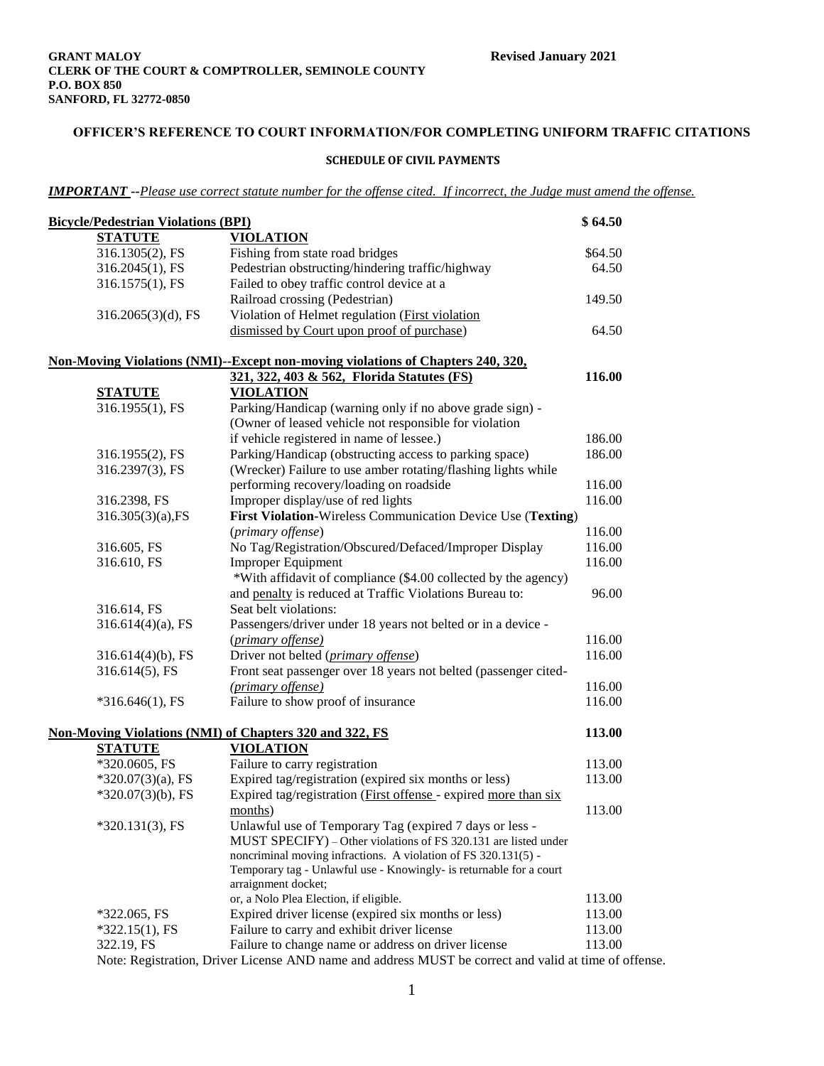**GRANT MALOY**
**CLERK OF THE COURT & COMPTROLLER, SEMINOLE COUNTY**
**P.O. BOX 850**
**SANFORD, FL 32772-0850**

**Revised January 2021**

## OFFICER'S REFERENCE TO COURT INFORMATION/FOR COMPLETING UNIFORM TRAFFIC CITATIONS

### SCHEDULE OF CIVIL PAYMENTS

***IMPORTANT --Please use correct statute number for the offense cited. If incorrect, the Judge must amend the offense.***

**Bicycle/Pedestrian Violations (BPI)** **$ 64.50**

| STATUTE | VIOLATION | |
|---|---|---|
| 316.1305(2), FS | Fishing from state road bridges | $64.50 |
| 316.2045(1), FS | Pedestrian obstructing/hindering traffic/highway | 64.50 |
| 316.1575(1), FS | Failed to obey traffic control device at a Railroad crossing (Pedestrian) | 149.50 |
| 316.2065(3)(d), FS | Violation of Helmet regulation (First violation dismissed by Court upon proof of purchase) | 64.50 |

**Non-Moving Violations (NMI)--Except non-moving violations of Chapters 240, 320, 321, 322, 403 & 562, Florida Statutes (FS)** **116.00**

| STATUTE | VIOLATION | |
|---|---|---|
| 316.1955(1), FS | Parking/Handicap (warning only if no above grade sign) - (Owner of leased vehicle not responsible for violation if vehicle registered in name of lessee.) | 186.00 |
| 316.1955(2), FS | Parking/Handicap (obstructing access to parking space) | 186.00 |
| 316.2397(3), FS | (Wrecker) Failure to use amber rotating/flashing lights while performing recovery/loading on roadside | 116.00 |
| 316.2398, FS | Improper display/use of red lights | 116.00 |
| 316.305(3)(a),FS | **First Violation**-Wireless Communication Device Use (**Texting**) (*primary offense*) | 116.00 |
| 316.605, FS | No Tag/Registration/Obscured/Defaced/Improper Display | 116.00 |
| 316.610, FS | Improper Equipment | 116.00 |
| | *With affidavit of compliance ($4.00 collected by the agency) and penalty is reduced at Traffic Violations Bureau to: | 96.00 |
| 316.614, FS | Seat belt violations: | |
| 316.614(4)(a), FS | Passengers/driver under 18 years not belted or in a device - (*primary offense*) | 116.00 |
| 316.614(4)(b), FS | Driver not belted (*primary offense*) | 116.00 |
| 316.614(5), FS | Front seat passenger over 18 years not belted (passenger cited- (*primary offense*) | 116.00 |
| *316.646(1), FS | Failure to show proof of insurance | 116.00 |

**Non-Moving Violations (NMI) of Chapters 320 and 322, FS** **113.00**

| STATUTE | VIOLATION | |
|---|---|---|
| *320.0605, FS | Failure to carry registration | 113.00 |
| *320.07(3)(a), FS | Expired tag/registration (expired six months or less) | 113.00 |
| *320.07(3)(b), FS | Expired tag/registration (First offense - expired more than six months) | 113.00 |
| *320.131(3), FS | Unlawful use of Temporary Tag (expired 7 days or less - MUST SPECIFY) – Other violations of FS 320.131 are listed under noncriminal moving infractions. A violation of FS 320.131(5) - Temporary tag - Unlawful use - Knowingly- is returnable for a court arraignment docket; or, a Nolo Plea Election, if eligible. | 113.00 |
| *322.065, FS | Expired driver license (expired six months or less) | 113.00 |
| *322.15(1), FS | Failure to carry and exhibit driver license | 113.00 |
| 322.19, FS | Failure to change name or address on driver license | 113.00 |

Note: Registration, Driver License AND name and address MUST be correct and valid at time of offense.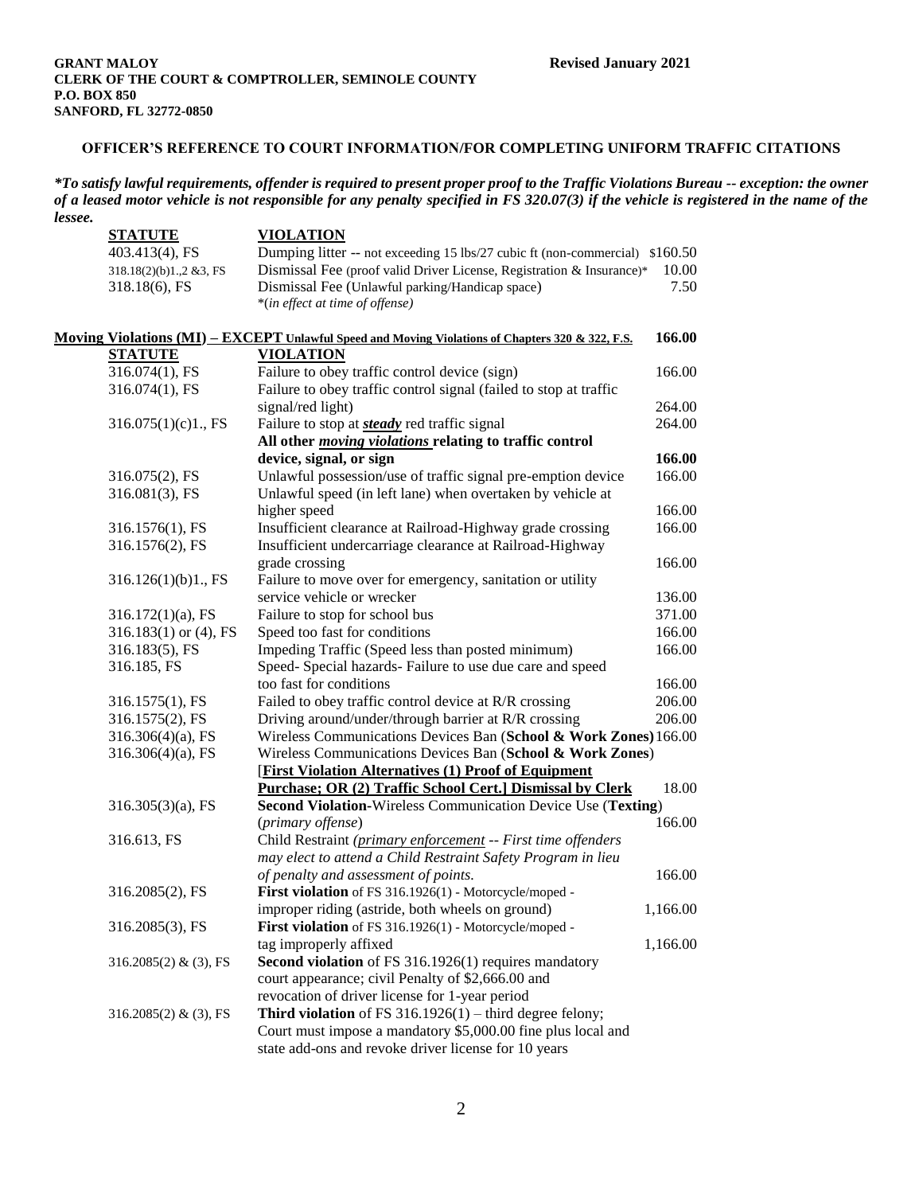**GRANT MALOY**
**CLERK OF THE COURT & COMPTROLLER, SEMINOLE COUNTY**
**P.O. BOX 850**
**SANFORD, FL 32772-0850**

**Revised January 2021**

## OFFICER'S REFERENCE TO COURT INFORMATION/FOR COMPLETING UNIFORM TRAFFIC CITATIONS

***To satisfy lawful requirements, offender is required to present proper proof to the Traffic Violations Bureau -- exception: the owner of a leased motor vehicle is not responsible for any penalty specified in FS 320.07(3) if the vehicle is registered in the name of the lessee.***

| STATUTE | VIOLATION | |
|---|---|---|
| 403.413(4), FS | Dumping litter -- not exceeding 15 lbs/27 cubic ft (non-commercial) | $160.50 |
| 318.18(2)(b)1.,2 &3, FS | Dismissal Fee (proof valid Driver License, Registration & Insurance)* | 10.00 |
| 318.18(6), FS | Dismissal Fee (Unlawful parking/Handicap space)<br>*(*in effect at time of offense*) | 7.50 |

**Moving Violations (MI) – EXCEPT Unlawful Speed and Moving Violations of Chapters 320 & 322, F.S.** **166.00**

| STATUTE | VIOLATION | |
|---|---|---|
| 316.074(1), FS | Failure to obey traffic control device (sign) | 166.00 |
| 316.074(1), FS | Failure to obey traffic control signal (failed to stop at traffic signal/red light) | 264.00 |
| 316.075(1)(c)1., FS | Failure to stop at ***steady*** red traffic signal | 264.00 |
| | **All other *moving violations* relating to traffic control device, signal, or sign** | **166.00** |
| 316.075(2), FS | Unlawful possession/use of traffic signal pre-emption device | 166.00 |
| 316.081(3), FS | Unlawful speed (in left lane) when overtaken by vehicle at higher speed | 166.00 |
| 316.1576(1), FS | Insufficient clearance at Railroad-Highway grade crossing | 166.00 |
| 316.1576(2), FS | Insufficient undercarriage clearance at Railroad-Highway grade crossing | 166.00 |
| 316.126(1)(b)1., FS | Failure to move over for emergency, sanitation or utility service vehicle or wrecker | 136.00 |
| 316.172(1)(a), FS | Failure to stop for school bus | 371.00 |
| 316.183(1) or (4), FS | Speed too fast for conditions | 166.00 |
| 316.183(5), FS | Impeding Traffic (Speed less than posted minimum) | 166.00 |
| 316.185, FS | Speed- Special hazards- Failure to use due care and speed too fast for conditions | 166.00 |
| 316.1575(1), FS | Failed to obey traffic control device at R/R crossing | 206.00 |
| 316.1575(2), FS | Driving around/under/through barrier at R/R crossing | 206.00 |
| 316.306(4)(a), FS | Wireless Communications Devices Ban (**School & Work Zones**) | 166.00 |
| 316.306(4)(a), FS | Wireless Communications Devices Ban (**School & Work Zones**) [**First Violation Alternatives (1) Proof of Equipment Purchase; OR (2) Traffic School Cert.] Dismissal by Clerk** | 18.00 |
| 316.305(3)(a), FS | **Second Violation**-Wireless Communication Device Use (**Texting**) (*primary offense*) | 166.00 |
| 316.613, FS | Child Restraint (*primary enforcement -- First time offenders may elect to attend a Child Restraint Safety Program in lieu of penalty and assessment of points.* | 166.00 |
| 316.2085(2), FS | **First violation** of FS 316.1926(1) - Motorcycle/moped - improper riding (astride, both wheels on ground) | 1,166.00 |
| 316.2085(3), FS | **First violation** of FS 316.1926(1) - Motorcycle/moped - tag improperly affixed | 1,166.00 |
| 316.2085(2) & (3), FS | **Second violation** of FS 316.1926(1) requires mandatory court appearance; civil Penalty of $2,666.00 and revocation of driver license for 1-year period | |
| 316.2085(2) & (3), FS | **Third violation** of FS 316.1926(1) – third degree felony; Court must impose a mandatory $5,000.00 fine plus local and state add-ons and revoke driver license for 10 years | |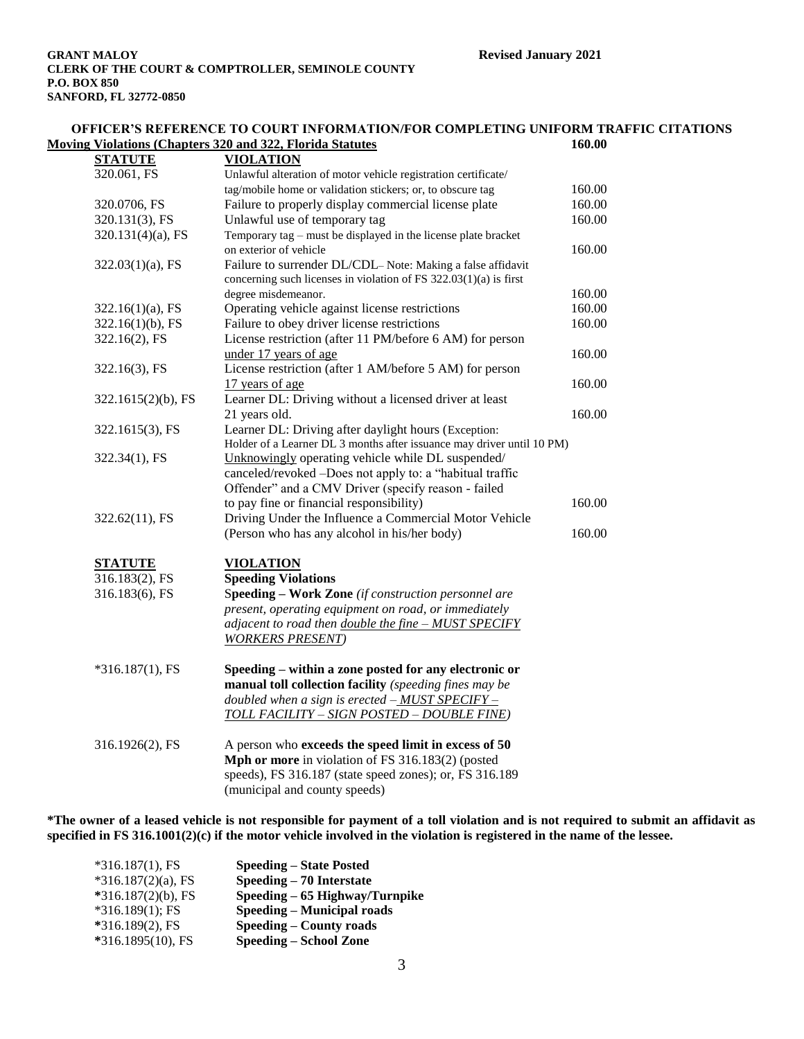**GRANT MALOY**
**CLERK OF THE COURT & COMPTROLLER, SEMINOLE COUNTY**
**P.O. BOX 850**
**SANFORD, FL 32772-0850**

**Revised January 2021**

## OFFICER'S REFERENCE TO COURT INFORMATION/FOR COMPLETING UNIFORM TRAFFIC CITATIONS

**Moving Violations (Chapters 320 and 322, Florida Statutes)** **160.00**

| STATUTE | VIOLATION | |
|---|---|---|
| 320.061, FS | Unlawful alteration of motor vehicle registration certificate/ tag/mobile home or validation stickers; or, to obscure tag | 160.00 |
| 320.0706, FS | Failure to properly display commercial license plate | 160.00 |
| 320.131(3), FS | Unlawful use of temporary tag | 160.00 |
| 320.131(4)(a), FS | Temporary tag – must be displayed in the license plate bracket on exterior of vehicle | 160.00 |
| 322.03(1)(a), FS | Failure to surrender DL/CDL– Note: Making a false affidavit concerning such licenses in violation of FS 322.03(1)(a) is first degree misdemeanor. | 160.00 |
| 322.16(1)(a), FS | Operating vehicle against license restrictions | 160.00 |
| 322.16(1)(b), FS | Failure to obey driver license restrictions | 160.00 |
| 322.16(2), FS | License restriction (after 11 PM/before 6 AM) for person <u>under 17 years of age</u> | 160.00 |
| 322.16(3), FS | License restriction (after 1 AM/before 5 AM) for person <u>17 years of age</u> | 160.00 |
| 322.1615(2)(b), FS | Learner DL: Driving without a licensed driver at least 21 years old. | 160.00 |
| 322.1615(3), FS | Learner DL: Driving after daylight hours (Exception: Holder of a Learner DL 3 months after issuance may driver until 10 PM) | |
| 322.34(1), FS | <u>Unknowingly</u> operating vehicle while DL suspended/ canceled/revoked –Does not apply to: a "habitual traffic Offender" and a CMV Driver (specify reason - failed to pay fine or financial responsibility) | 160.00 |
| 322.62(11), FS | Driving Under the Influence a Commercial Motor Vehicle (Person who has any alcohol in his/her body) | 160.00 |

| STATUTE | VIOLATION |
|---|---|
| 316.183(2), FS | **Speeding Violations** |
| 316.183(6), FS | **Speeding – Work Zone** *(if construction personnel are present, operating equipment on road, or immediately adjacent to road then <u>double the fine – MUST SPECIFY WORKERS PRESENT</u>)* |
| *316.187(1), FS | **Speeding – within a zone posted for any electronic or manual toll collection facility** *(speeding fines may be doubled when a sign is erected – <u>MUST SPECIFY – TOLL FACILITY – SIGN POSTED – DOUBLE FINE</u>)* |
| 316.1926(2), FS | A person who **exceeds the speed limit in excess of 50 Mph or more** in violation of FS 316.183(2) (posted speeds), FS 316.187 (state speed zones); or, FS 316.189 (municipal and county speeds) |

**\*The owner of a leased vehicle is not responsible for payment of a toll violation and is not required to submit an affidavit as specified in FS 316.1001(2)(c) if the motor vehicle involved in the violation is registered in the name of the lessee.**

| | |
|---|---|
| *316.187(1), FS | **Speeding – State Posted** |
| *316.187(2)(a), FS | **Speeding – 70 Interstate** |
| *316.187(2)(b), FS | **Speeding – 65 Highway/Turnpike** |
| *316.189(1); FS | **Speeding – Municipal roads** |
| *316.189(2), FS | **Speeding – County roads** |
| *316.1895(10), FS | **Speeding – School Zone** |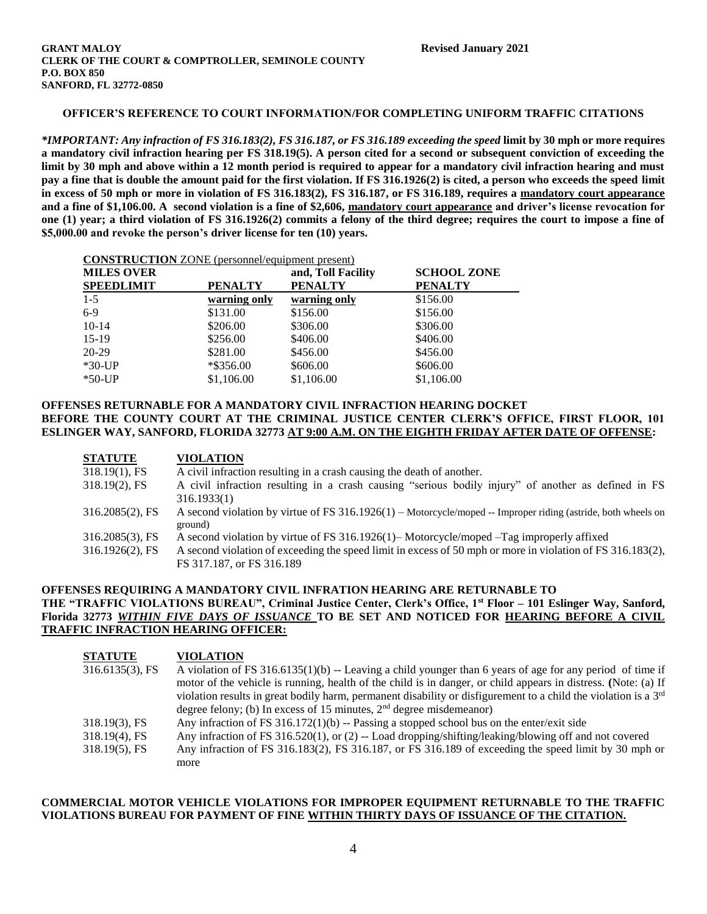**GRANT MALOY**
**CLERK OF THE COURT & COMPTROLLER, SEMINOLE COUNTY**
**P.O. BOX 850**
**SANFORD, FL 32772-0850**

**Revised January 2021**

**OFFICER'S REFERENCE TO COURT INFORMATION/FOR COMPLETING UNIFORM TRAFFIC CITATIONS**

***IMPORTANT: Any infraction of FS 316.183(2), FS 316.187, or FS 316.189 exceeding the speed* limit by 30 mph or more requires a mandatory civil infraction hearing per FS 318.19(5). A person cited for a second or subsequent conviction of exceeding the limit by 30 mph and above within a 12 month period is required to appear for a mandatory civil infraction hearing and must pay a fine that is double the amount paid for the first violation. If FS 316.1926(2) is cited, a person who exceeds the speed limit in excess of 50 mph or more in violation of FS 316.183(2), FS 316.187, or FS 316.189, requires a mandatory court appearance and a fine of $1,106.00. A second violation is a fine of $2,606, mandatory court appearance and driver's license revocation for one (1) year; a third violation of FS 316.1926(2) commits a felony of the third degree; requires the court to impose a fine of $5,000.00 and revoke the person's driver license for ten (10) years.**

| | **CONSTRUCTION** ZONE (personnel/equipment present) | | |
|---|---|---|---|
| **MILES OVER SPEEDLIMIT** | **PENALTY** | **and, Toll Facility PENALTY** | **SCHOOL ZONE PENALTY** |
| 1-5 | warning only | warning only | $156.00 |
| 6-9 | $131.00 | $156.00 | $156.00 |
| 10-14 | $206.00 | $306.00 | $306.00 |
| 15-19 | $256.00 | $406.00 | $406.00 |
| 20-29 | $281.00 | $456.00 | $456.00 |
| *30-UP | *$356.00 | $606.00 | $606.00 |
| *50-UP | $1,106.00 | $1,106.00 | $1,106.00 |

**OFFENSES RETURNABLE FOR A MANDATORY CIVIL INFRACTION HEARING DOCKET BEFORE THE COUNTY COURT AT THE CRIMINAL JUSTICE CENTER CLERK'S OFFICE, FIRST FLOOR, 101 ESLINGER WAY, SANFORD, FLORIDA 32773 AT 9:00 A.M. ON THE EIGHTH FRIDAY AFTER DATE OF OFFENSE:**

| **STATUTE** | **VIOLATION** |
|---|---|
| 318.19(1), FS | A civil infraction resulting in a crash causing the death of another. |
| 318.19(2), FS | A civil infraction resulting in a crash causing "serious bodily injury" of another as defined in FS 316.1933(1) |
| 316.2085(2), FS | A second violation by virtue of FS 316.1926(1) – Motorcycle/moped -- Improper riding (astride, both wheels on ground) |
| 316.2085(3), FS | A second violation by virtue of FS 316.1926(1)– Motorcycle/moped –Tag improperly affixed |
| 316.1926(2), FS | A second violation of exceeding the speed limit in excess of 50 mph or more in violation of FS 316.183(2), FS 317.187, or FS 316.189 |

**OFFENSES REQUIRING A MANDATORY CIVIL INFRATION HEARING ARE RETURNABLE TO THE "TRAFFIC VIOLATIONS BUREAU", Criminal Justice Center, Clerk's Office, 1st Floor – 101 Eslinger Way, Sanford, Florida 32773 *WITHIN FIVE DAYS OF ISSUANCE* TO BE SET AND NOTICED FOR HEARING BEFORE A CIVIL TRAFFIC INFRACTION HEARING OFFICER:**

| **STATUTE** | **VIOLATION** |
|---|---|
| 316.6135(3), FS | A violation of FS 316.6135(1)(b) -- Leaving a child younger than 6 years of age for any period of time if motor of the vehicle is running, health of the child is in danger, or child appears in distress. (Note: (a) If violation results in great bodily harm, permanent disability or disfigurement to a child the violation is a 3rd degree felony; (b) In excess of 15 minutes, 2nd degree misdemeanor) |
| 318.19(3), FS | Any infraction of FS 316.172(1)(b) -- Passing a stopped school bus on the enter/exit side |
| 318.19(4), FS | Any infraction of FS 316.520(1), or (2) -- Load dropping/shifting/leaking/blowing off and not covered |
| 318.19(5), FS | Any infraction of FS 316.183(2), FS 316.187, or FS 316.189 of exceeding the speed limit by 30 mph or more |

**COMMERCIAL MOTOR VEHICLE VIOLATIONS FOR IMPROPER EQUIPMENT RETURNABLE TO THE TRAFFIC VIOLATIONS BUREAU FOR PAYMENT OF FINE WITHIN THIRTY DAYS OF ISSUANCE OF THE CITATION.**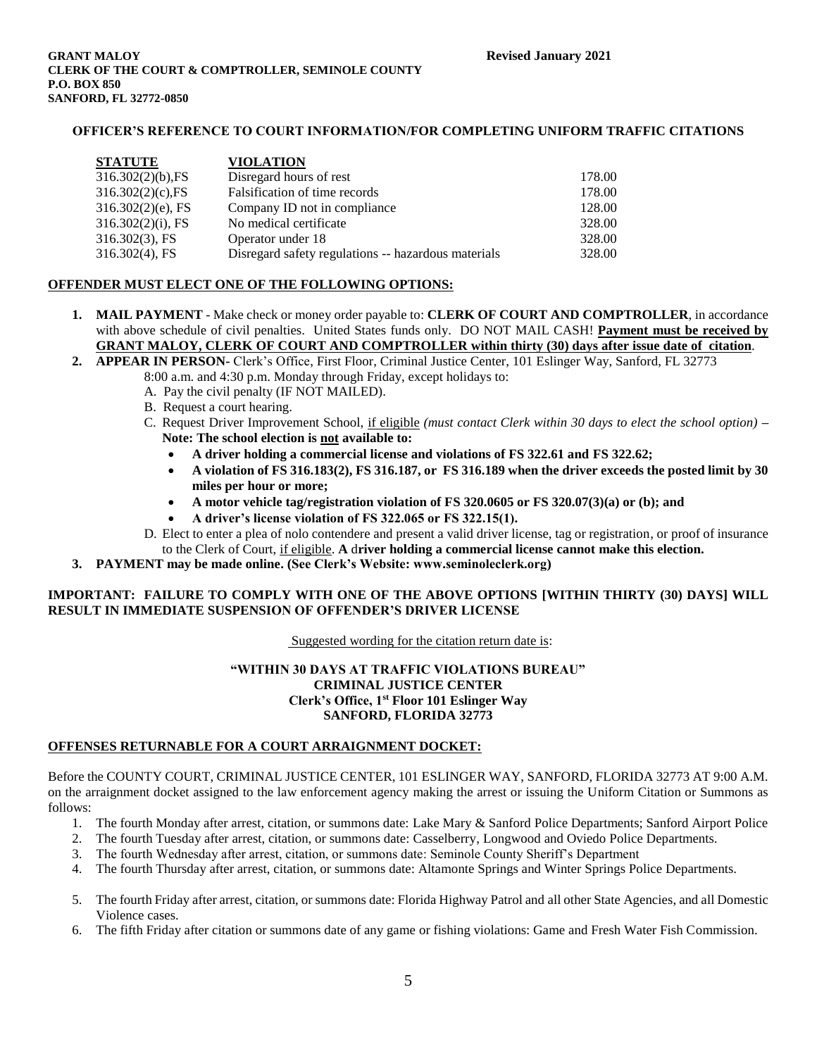**GRANT MALOY**
**CLERK OF THE COURT & COMPTROLLER, SEMINOLE COUNTY**
**P.O. BOX 850**
**SANFORD, FL 32772-0850**

**Revised January 2021**

**OFFICER'S REFERENCE TO COURT INFORMATION/FOR COMPLETING UNIFORM TRAFFIC CITATIONS**

| STATUTE | VIOLATION | |
|---|---|---|
| 316.302(2)(b),FS | Disregard hours of rest | 178.00 |
| 316.302(2)(c),FS | Falsification of time records | 178.00 |
| 316.302(2)(e), FS | Company ID not in compliance | 128.00 |
| 316.302(2)(i), FS | No medical certificate | 328.00 |
| 316.302(3), FS | Operator under 18 | 328.00 |
| 316.302(4), FS | Disregard safety regulations -- hazardous materials | 328.00 |

**OFFENDER MUST ELECT ONE OF THE FOLLOWING OPTIONS:**

1. **MAIL PAYMENT** - Make check or money order payable to: **CLERK OF COURT AND COMPTROLLER**, in accordance with above schedule of civil penalties. United States funds only. DO NOT MAIL CASH! **Payment must be received by GRANT MALOY, CLERK OF COURT AND COMPTROLLER within thirty (30) days after issue date of citation**.
2. **APPEAR IN PERSON-** Clerk's Office, First Floor, Criminal Justice Center, 101 Eslinger Way, Sanford, FL 32773 8:00 a.m. and 4:30 p.m. Monday through Friday, except holidays to:
   A. Pay the civil penalty (IF NOT MAILED).
   B. Request a court hearing.
   C. Request Driver Improvement School, if eligible *(must contact Clerk within 30 days to elect the school option)* – **Note: The school election is not available to:**
      - **A driver holding a commercial license and violations of FS 322.61 and FS 322.62;**
      - **A violation of FS 316.183(2), FS 316.187, or FS 316.189 when the driver exceeds the posted limit by 30 miles per hour or more;**
      - **A motor vehicle tag/registration violation of FS 320.0605 or FS 320.07(3)(a) or (b); and**
      - **A driver's license violation of FS 322.065 or FS 322.15(1).**

   D. Elect to enter a plea of nolo contendere and present a valid driver license, tag or registration, or proof of insurance to the Clerk of Court, if eligible. **A driver holding a commercial license cannot make this election.**
3. **PAYMENT may be made online. (See Clerk's Website: www.seminoleclerk.org)**

**IMPORTANT: FAILURE TO COMPLY WITH ONE OF THE ABOVE OPTIONS [WITHIN THIRTY (30) DAYS] WILL RESULT IN IMMEDIATE SUSPENSION OF OFFENDER'S DRIVER LICENSE**

Suggested wording for the citation return date is:

**"WITHIN 30 DAYS AT TRAFFIC VIOLATIONS BUREAU"**
**CRIMINAL JUSTICE CENTER**
**Clerk's Office, 1st Floor 101 Eslinger Way**
**SANFORD, FLORIDA 32773**

**OFFENSES RETURNABLE FOR A COURT ARRAIGNMENT DOCKET:**

Before the COUNTY COURT, CRIMINAL JUSTICE CENTER, 101 ESLINGER WAY, SANFORD, FLORIDA 32773 AT 9:00 A.M. on the arraignment docket assigned to the law enforcement agency making the arrest or issuing the Uniform Citation or Summons as follows:

1. The fourth Monday after arrest, citation, or summons date: Lake Mary & Sanford Police Departments; Sanford Airport Police
2. The fourth Tuesday after arrest, citation, or summons date: Casselberry, Longwood and Oviedo Police Departments.
3. The fourth Wednesday after arrest, citation, or summons date: Seminole County Sheriff's Department
4. The fourth Thursday after arrest, citation, or summons date: Altamonte Springs and Winter Springs Police Departments.
5. The fourth Friday after arrest, citation, or summons date: Florida Highway Patrol and all other State Agencies, and all Domestic Violence cases.
6. The fifth Friday after citation or summons date of any game or fishing violations: Game and Fresh Water Fish Commission.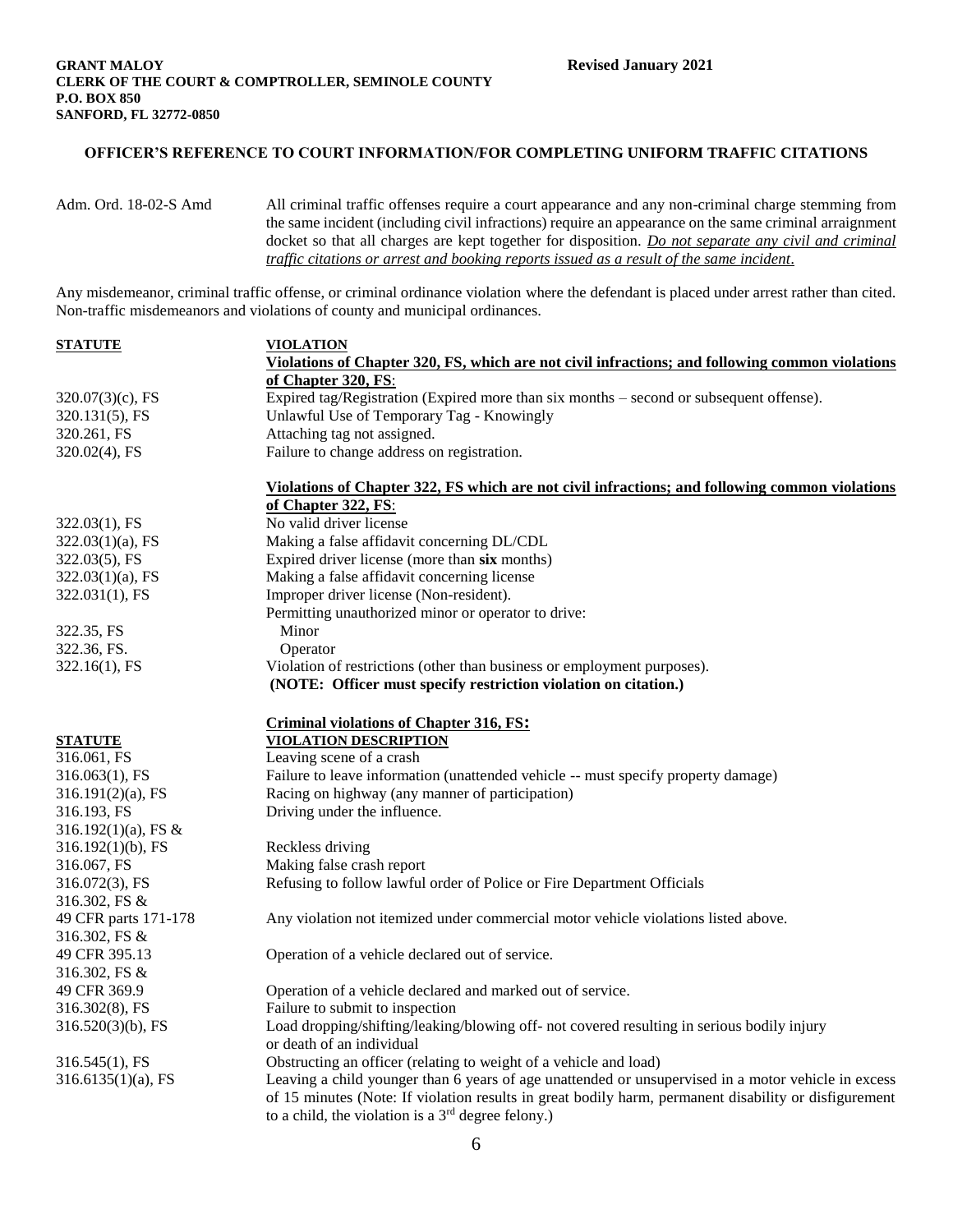**GRANT MALOY**
**CLERK OF THE COURT & COMPTROLLER, SEMINOLE COUNTY**
**P.O. BOX 850**
**SANFORD, FL 32772-0850**

**Revised January 2021**

## OFFICER'S REFERENCE TO COURT INFORMATION/FOR COMPLETING UNIFORM TRAFFIC CITATIONS

Adm. Ord. 18-02-S Amd — All criminal traffic offenses require a court appearance and any non-criminal charge stemming from the same incident (including civil infractions) require an appearance on the same criminal arraignment docket so that all charges are kept together for disposition. *Do not separate any civil and criminal traffic citations or arrest and booking reports issued as a result of the same incident*.

Any misdemeanor, criminal traffic offense, or criminal ordinance violation where the defendant is placed under arrest rather than cited. Non-traffic misdemeanors and violations of county and municipal ordinances.

| **STATUTE** | **VIOLATION** |
|---|---|
| | **Violations of Chapter 320, FS, which are not civil infractions; and following common violations of Chapter 320, FS**: |
| 320.07(3)(c), FS | Expired tag/Registration (Expired more than six months – second or subsequent offense). |
| 320.131(5), FS | Unlawful Use of Temporary Tag - Knowingly |
| 320.261, FS | Attaching tag not assigned. |
| 320.02(4), FS | Failure to change address on registration. |
| | **Violations of Chapter 322, FS which are not civil infractions; and following common violations of Chapter 322, FS**: |
| 322.03(1), FS | No valid driver license |
| 322.03(1)(a), FS | Making a false affidavit concerning DL/CDL |
| 322.03(5), FS | Expired driver license (more than **six** months) |
| 322.03(1)(a), FS | Making a false affidavit concerning license |
| 322.031(1), FS | Improper driver license (Non-resident). |
| | Permitting unauthorized minor or operator to drive: |
| 322.35, FS | Minor |
| 322.36, FS. | Operator |
| 322.16(1), FS | Violation of restrictions (other than business or employment purposes). **(NOTE: Officer must specify restriction violation on citation.)** |

**Criminal violations of Chapter 316, FS:**

| **STATUTE** | **VIOLATION DESCRIPTION** |
|---|---|
| 316.061, FS | Leaving scene of a crash |
| 316.063(1), FS | Failure to leave information (unattended vehicle -- must specify property damage) |
| 316.191(2)(a), FS | Racing on highway (any manner of participation) |
| 316.193, FS | Driving under the influence. |
| 316.192(1)(a), FS & 316.192(1)(b), FS | Reckless driving |
| 316.067, FS | Making false crash report |
| 316.072(3), FS | Refusing to follow lawful order of Police or Fire Department Officials |
| 316.302, FS & 49 CFR parts 171-178 | Any violation not itemized under commercial motor vehicle violations listed above. |
| 316.302, FS & 49 CFR 395.13 | Operation of a vehicle declared out of service. |
| 316.302, FS & 49 CFR 369.9 | Operation of a vehicle declared and marked out of service. |
| 316.302(8), FS | Failure to submit to inspection |
| 316.520(3)(b), FS | Load dropping/shifting/leaking/blowing off- not covered resulting in serious bodily injury or death of an individual |
| 316.545(1), FS | Obstructing an officer (relating to weight of a vehicle and load) |
| 316.6135(1)(a), FS | Leaving a child younger than 6 years of age unattended or unsupervised in a motor vehicle in excess of 15 minutes (Note: If violation results in great bodily harm, permanent disability or disfigurement to a child, the violation is a 3rd degree felony.) |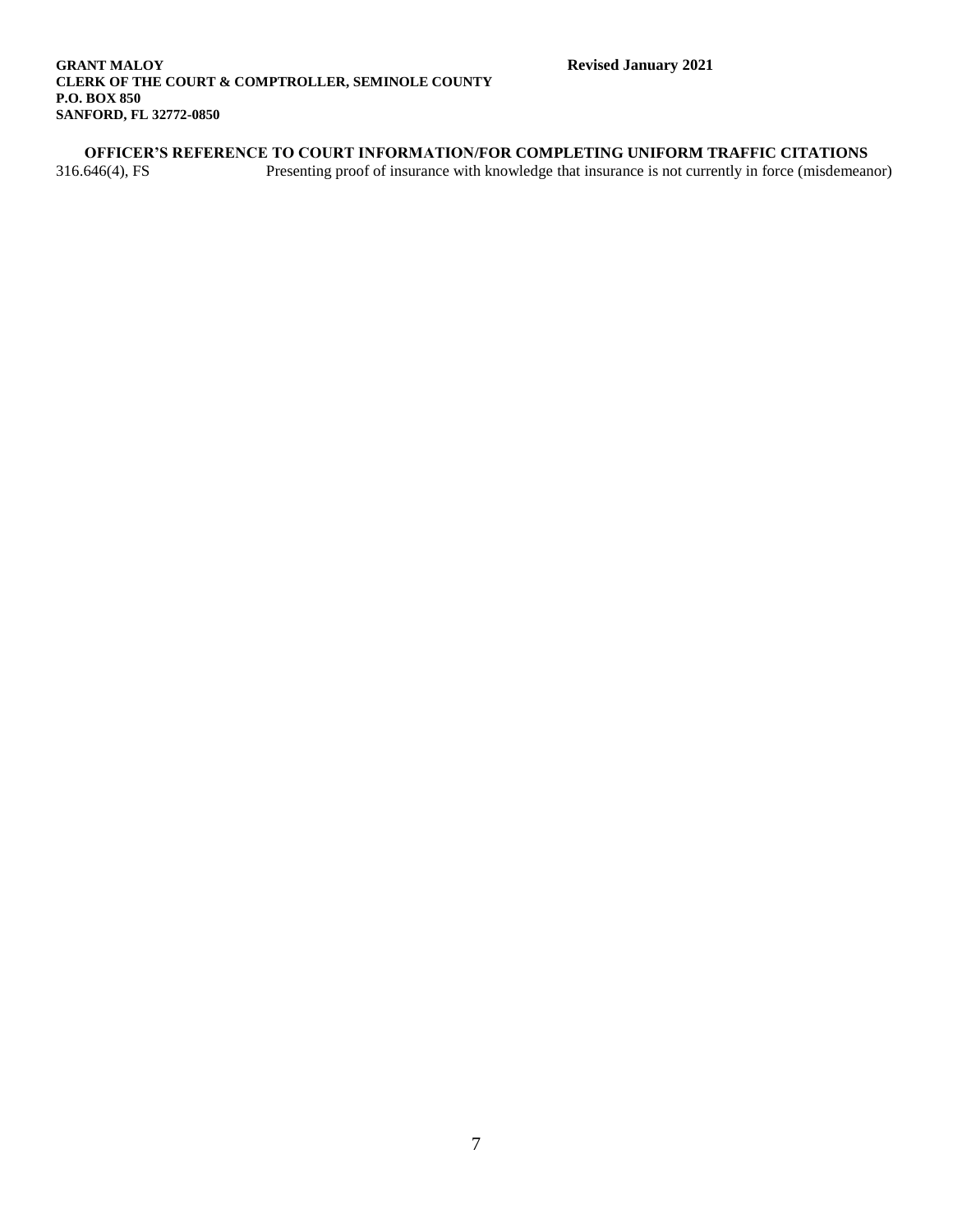**OFFICER'S REFERENCE TO COURT INFORMATION/FOR COMPLETING UNIFORM TRAFFIC CITATIONS**

| | |
|---|---|
| 316.646(4), FS | Presenting proof of insurance with knowledge that insurance is not currently in force (misdemeanor) |